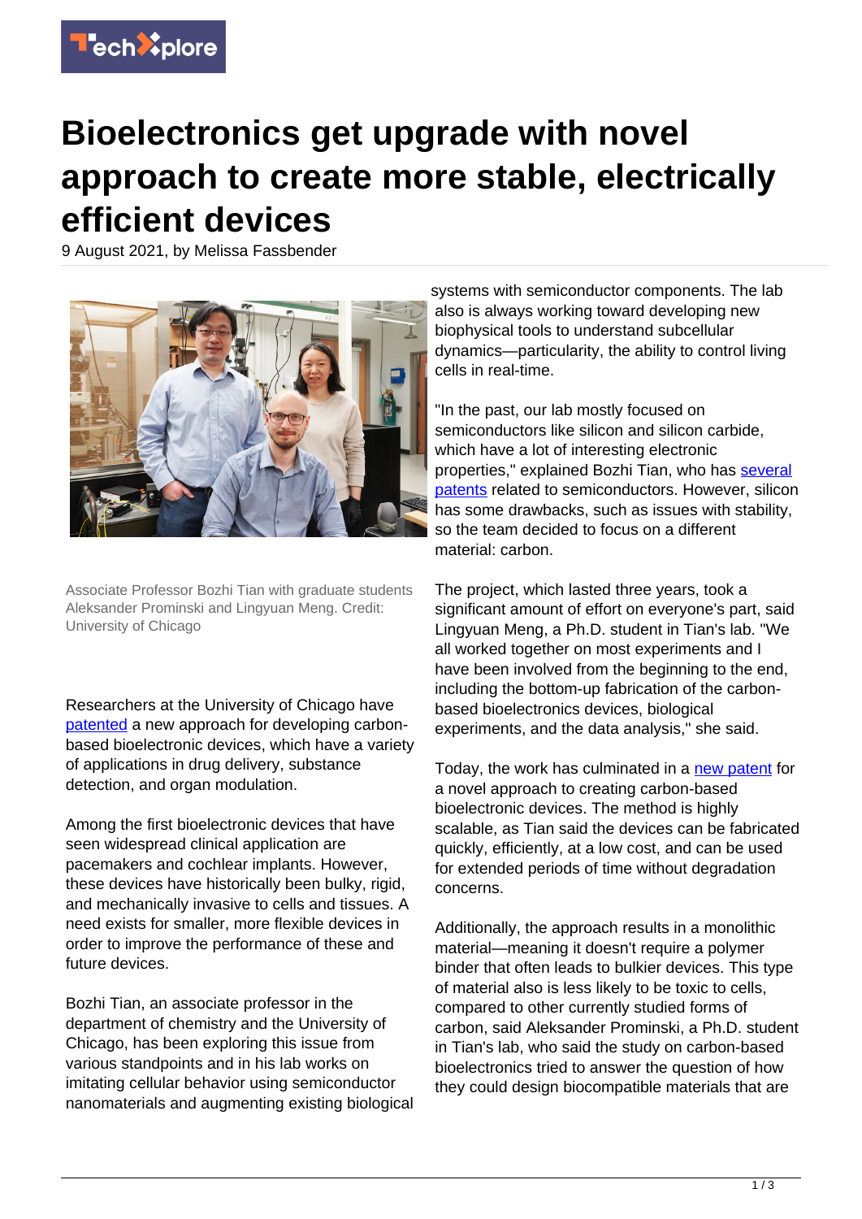# Bioelectronics get upgrade with novel approach to create more stable, electrically efficient devices

9 August 2021, by Melissa Fassbender

Associate Professor Bozhi Tian with graduate students Aleksander Prominski and Lingyuan Meng. Credit: University of Chicago

Researchers at the University of Chicago have patented a new approach for developing carbon-based bioelectronic devices, which have a variety of applications in drug delivery, substance detection, and organ modulation.

Among the first bioelectronic devices that have seen widespread clinical application are pacemakers and cochlear implants. However, these devices have historically been bulky, rigid, and mechanically invasive to cells and tissues. A need exists for smaller, more flexible devices in order to improve the performance of these and future devices.

Bozhi Tian, an associate professor in the department of chemistry and the University of Chicago, has been exploring this issue from various standpoints and in his lab works on imitating cellular behavior using semiconductor nanomaterials and augmenting existing biological systems with semiconductor components. The lab also is always working toward developing new biophysical tools to understand subcellular dynamics—particularity, the ability to control living cells in real-time.

"In the past, our lab mostly focused on semiconductors like silicon and silicon carbide, which have a lot of interesting electronic properties," explained Bozhi Tian, who has several patents related to semiconductors. However, silicon has some drawbacks, such as issues with stability, so the team decided to focus on a different material: carbon.

The project, which lasted three years, took a significant amount of effort on everyone's part, said Lingyuan Meng, a Ph.D. student in Tian's lab. "We all worked together on most experiments and I have been involved from the beginning to the end, including the bottom-up fabrication of the carbon-based bioelectronics devices, biological experiments, and the data analysis," she said.

Today, the work has culminated in a new patent for a novel approach to creating carbon-based bioelectronic devices. The method is highly scalable, as Tian said the devices can be fabricated quickly, efficiently, at a low cost, and can be used for extended periods of time without degradation concerns.

Additionally, the approach results in a monolithic material—meaning it doesn't require a polymer binder that often leads to bulkier devices. This type of material also is less likely to be toxic to cells, compared to other currently studied forms of carbon, said Aleksander Prominski, a Ph.D. student in Tian's lab, who said the study on carbon-based bioelectronics tried to answer the question of how they could design biocompatible materials that are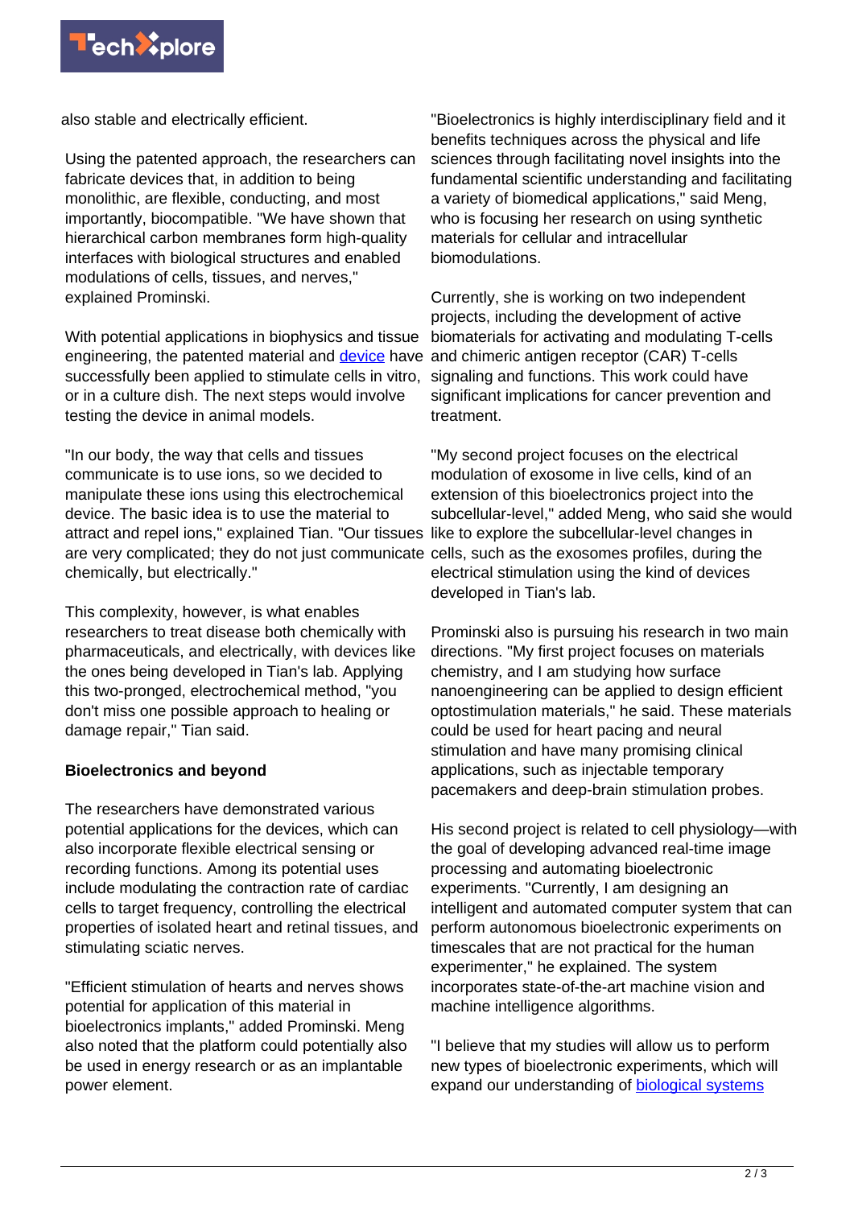also stable and electrically efficient.

Using the patented approach, the researchers can fabricate devices that, in addition to being monolithic, are flexible, conducting, and most importantly, biocompatible. "We have shown that hierarchical carbon membranes form high-quality interfaces with biological structures and enabled modulations of cells, tissues, and nerves," explained Prominski.

With potential applications in biophysics and tissue engineering, the patented material and device have successfully been applied to stimulate cells in vitro, or in a culture dish. The next steps would involve testing the device in animal models.

"In our body, the way that cells and tissues communicate is to use ions, so we decided to manipulate these ions using this electrochemical device. The basic idea is to use the material to attract and repel ions," explained Tian. "Our tissues are very complicated; they do not just communicate chemically, but electrically."

This complexity, however, is what enables researchers to treat disease both chemically with pharmaceuticals, and electrically, with devices like the ones being developed in Tian's lab. Applying this two-pronged, electrochemical method, "you don't miss one possible approach to healing or damage repair," Tian said.

**Bioelectronics and beyond**

The researchers have demonstrated various potential applications for the devices, which can also incorporate flexible electrical sensing or recording functions. Among its potential uses include modulating the contraction rate of cardiac cells to target frequency, controlling the electrical properties of isolated heart and retinal tissues, and stimulating sciatic nerves.

"Efficient stimulation of hearts and nerves shows potential for application of this material in bioelectronics implants," added Prominski. Meng also noted that the platform could potentially also be used in energy research or as an implantable power element.

"Bioelectronics is highly interdisciplinary field and it benefits techniques across the physical and life sciences through facilitating novel insights into the fundamental scientific understanding and facilitating a variety of biomedical applications," said Meng, who is focusing her research on using synthetic materials for cellular and intracellular biomodulations.

Currently, she is working on two independent projects, including the development of active biomaterials for activating and modulating T-cells and chimeric antigen receptor (CAR) T-cells signaling and functions. This work could have significant implications for cancer prevention and treatment.

"My second project focuses on the electrical modulation of exosome in live cells, kind of an extension of this bioelectronics project into the subcellular-level," added Meng, who said she would like to explore the subcellular-level changes in cells, such as the exosomes profiles, during the electrical stimulation using the kind of devices developed in Tian's lab.

Prominski also is pursuing his research in two main directions. "My first project focuses on materials chemistry, and I am studying how surface nanoengineering can be applied to design efficient optostimulation materials," he said. These materials could be used for heart pacing and neural stimulation and have many promising clinical applications, such as injectable temporary pacemakers and deep-brain stimulation probes.

His second project is related to cell physiology—with the goal of developing advanced real-time image processing and automating bioelectronic experiments. "Currently, I am designing an intelligent and automated computer system that can perform autonomous bioelectronic experiments on timescales that are not practical for the human experimenter," he explained. The system incorporates state-of-the-art machine vision and machine intelligence algorithms.

"I believe that my studies will allow us to perform new types of bioelectronic experiments, which will expand our understanding of biological systems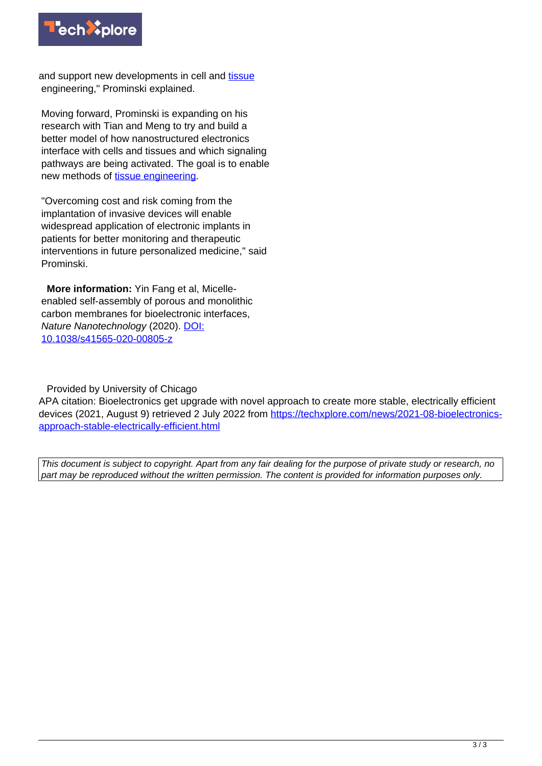and support new developments in cell and tissue engineering," Prominski explained.

Moving forward, Prominski is expanding on his research with Tian and Meng to try and build a better model of how nanostructured electronics interface with cells and tissues and which signaling pathways are being activated. The goal is to enable new methods of tissue engineering.

"Overcoming cost and risk coming from the implantation of invasive devices will enable widespread application of electronic implants in patients for better monitoring and therapeutic interventions in future personalized medicine," said Prominski.

**More information:** Yin Fang et al, Micelle-enabled self-assembly of porous and monolithic carbon membranes for bioelectronic interfaces, *Nature Nanotechnology* (2020). DOI: 10.1038/s41565-020-00805-z

Provided by University of Chicago

APA citation: Bioelectronics get upgrade with novel approach to create more stable, electrically efficient devices (2021, August 9) retrieved 2 July 2022 from https://techxplore.com/news/2021-08-bioelectronics-approach-stable-electrically-efficient.html

*This document is subject to copyright. Apart from any fair dealing for the purpose of private study or research, no part may be reproduced without the written permission. The content is provided for information purposes only.*